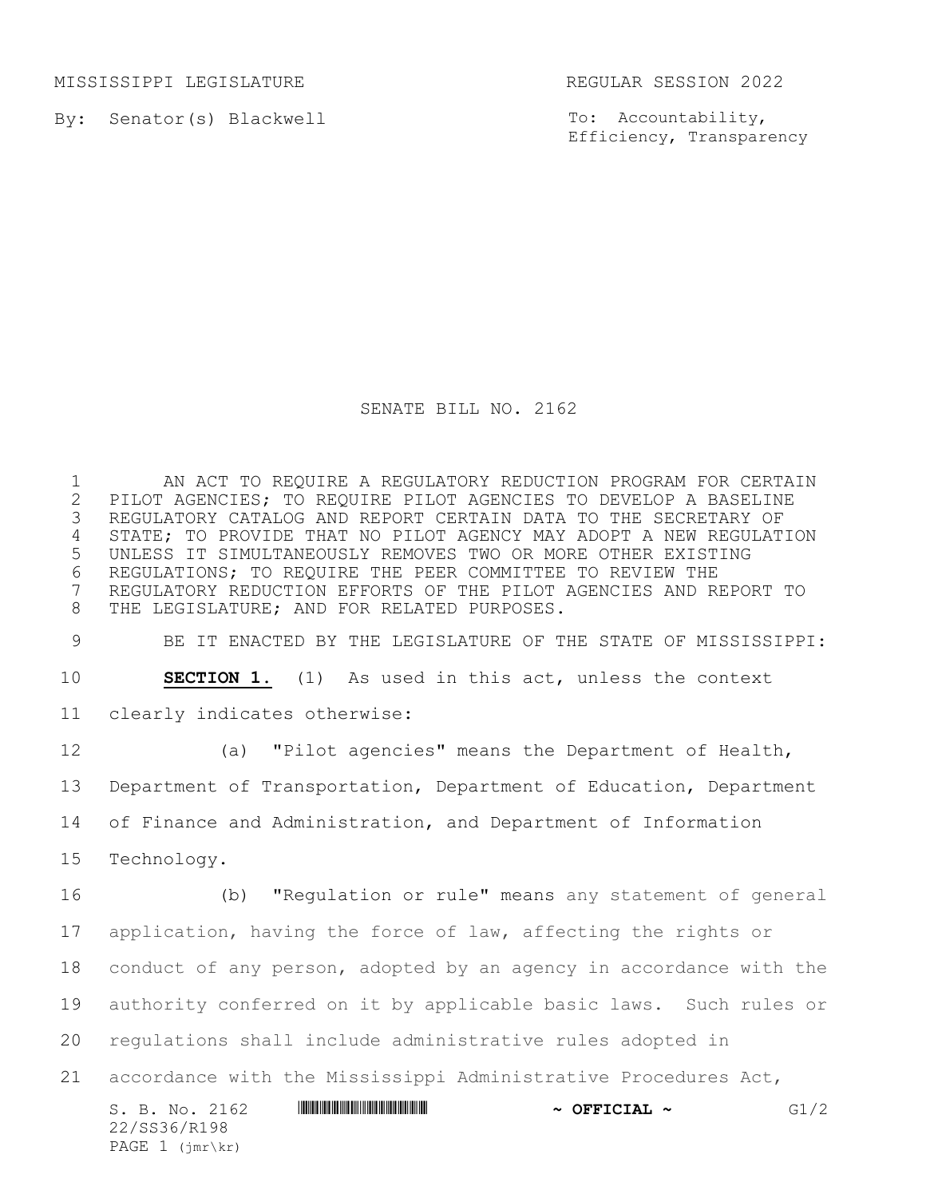MISSISSIPPI LEGISLATURE REGULAR SESSION 2022

By: Senator(s) Blackwell

To: Accountability, Efficiency, Transparency

# SENATE BILL NO. 2162

AN ACT TO REQUIRE A REGULATORY REDUCTION PROGRAM FOR CERTAIN PILOT AGENCIES; TO REQUIRE PILOT AGENCIES TO DEVELOP A BASELINE REGULATORY CATALOG AND REPORT CERTAIN DATA TO THE SECRETARY OF STATE; TO PROVIDE THAT NO PILOT AGENCY MAY ADOPT A NEW REGULATION UNLESS IT SIMULTANEOUSLY REMOVES TWO OR MORE OTHER EXISTING REGULATIONS; TO REQUIRE THE PEER COMMITTEE TO REVIEW THE REGULATORY REDUCTION EFFORTS OF THE PILOT AGENCIES AND REPORT TO THE LEGISLATURE; AND FOR RELATED PURPOSES.

BE IT ENACTED BY THE LEGISLATURE OF THE STATE OF MISSISSIPPI:

**SECTION 1.** (1) As used in this act, unless the context clearly indicates otherwise:

(a) "Pilot agencies" means the Department of Health, Department of Transportation, Department of Education, Department of Finance and Administration, and Department of Information Technology.

(b) "Regulation or rule" means any statement of general application, having the force of law, affecting the rights or conduct of any person, adopted by an agency in accordance with the authority conferred on it by applicable basic laws. Such rules or regulations shall include administrative rules adopted in accordance with the Mississippi Administrative Procedures Act,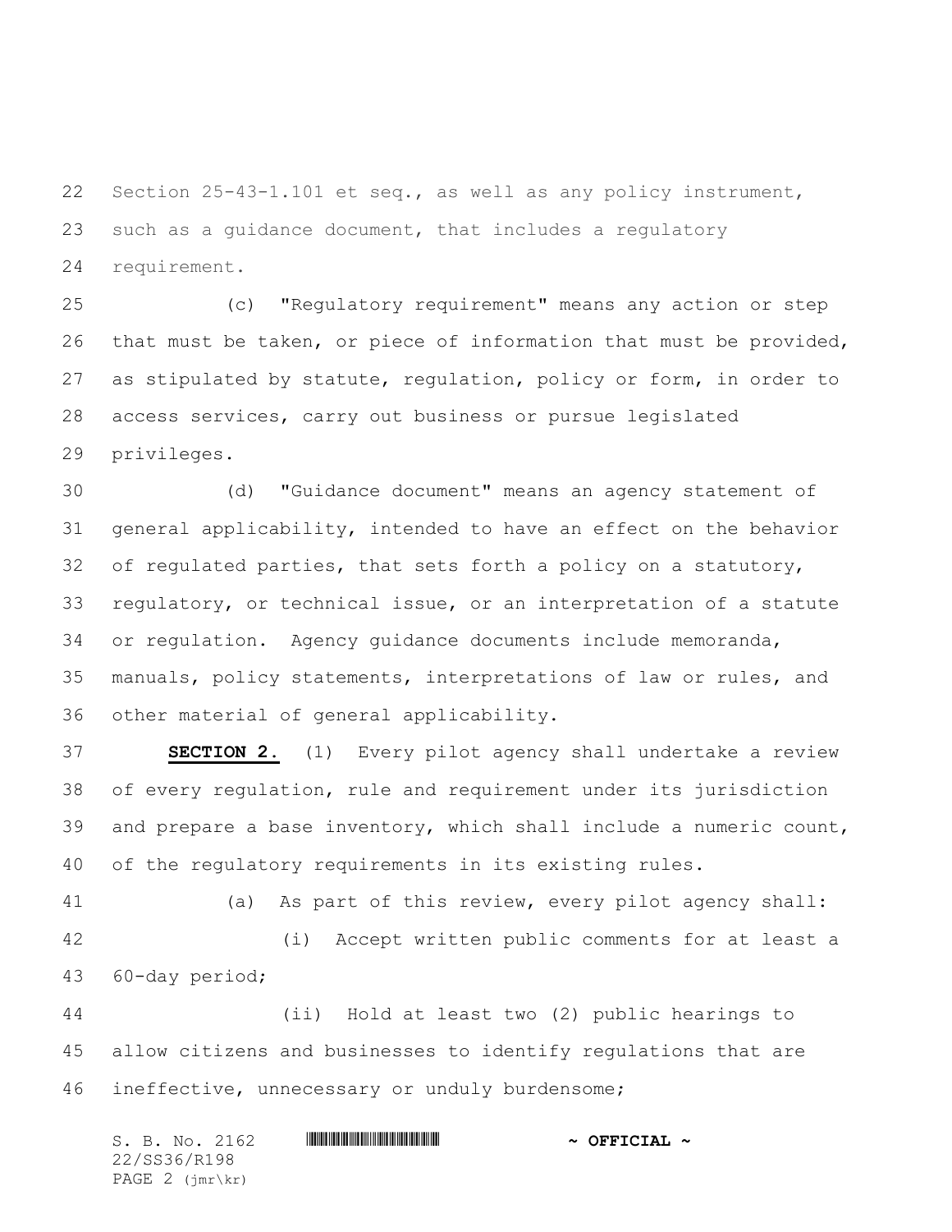Section 25-43-1.101 et seq., as well as any policy instrument, such as a guidance document, that includes a regulatory requirement.

(c) "Regulatory requirement" means any action or step that must be taken, or piece of information that must be provided, as stipulated by statute, regulation, policy or form, in order to access services, carry out business or pursue legislated privileges.

(d) "Guidance document" means an agency statement of general applicability, intended to have an effect on the behavior of regulated parties, that sets forth a policy on a statutory, regulatory, or technical issue, or an interpretation of a statute or regulation. Agency guidance documents include memoranda, manuals, policy statements, interpretations of law or rules, and other material of general applicability.

**SECTION 2.** (1) Every pilot agency shall undertake a review of every regulation, rule and requirement under its jurisdiction and prepare a base inventory, which shall include a numeric count, of the regulatory requirements in its existing rules.

(a) As part of this review, every pilot agency shall:

(i) Accept written public comments for at least a 60-day period;

(ii) Hold at least two (2) public hearings to allow citizens and businesses to identify regulations that are ineffective, unnecessary or unduly burdensome;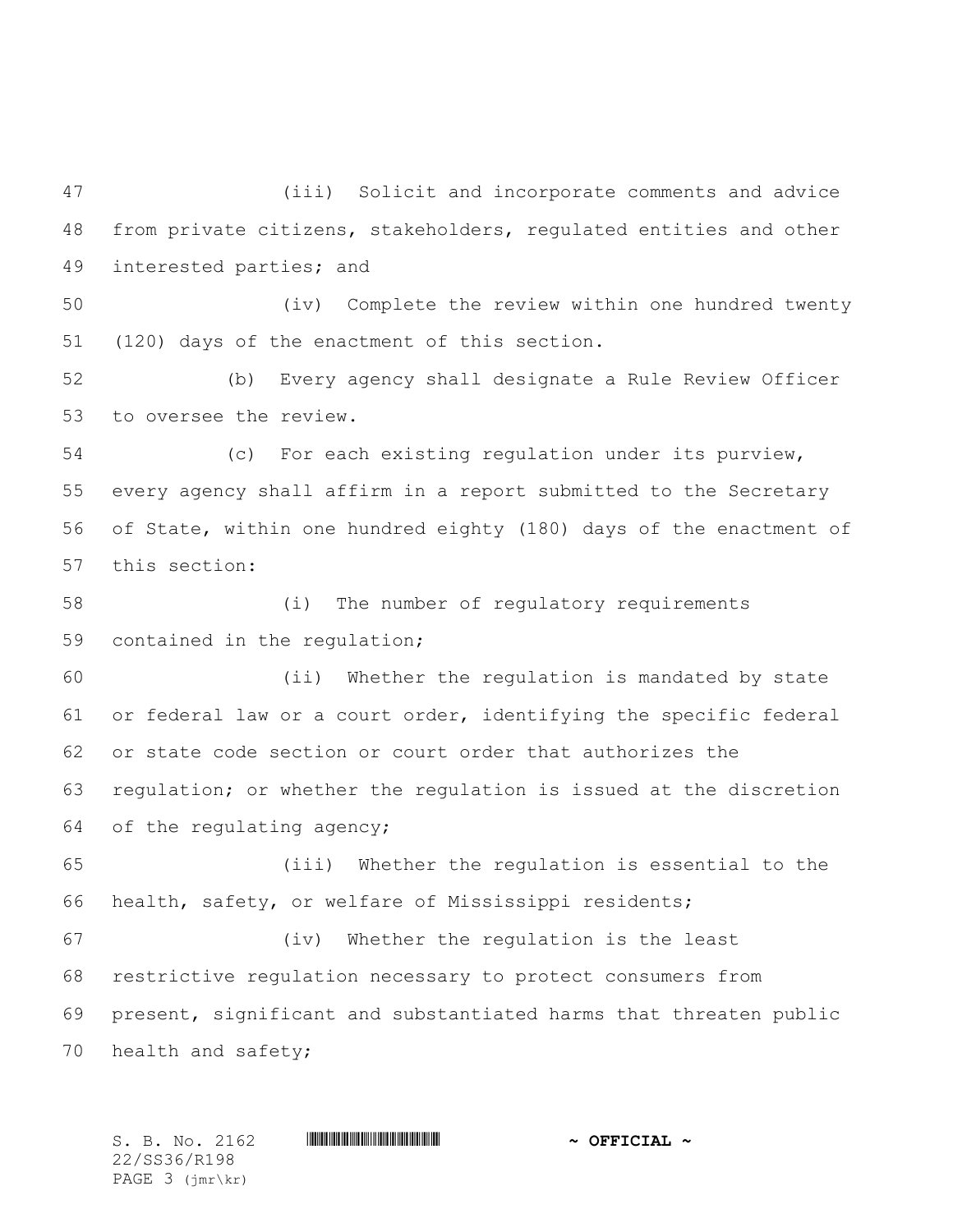(iii) Solicit and incorporate comments and advice from private citizens, stakeholders, regulated entities and other interested parties; and

(iv) Complete the review within one hundred twenty (120) days of the enactment of this section.

(b) Every agency shall designate a Rule Review Officer to oversee the review.

(c) For each existing regulation under its purview, every agency shall affirm in a report submitted to the Secretary of State, within one hundred eighty (180) days of the enactment of this section:

(i) The number of regulatory requirements contained in the regulation;

(ii) Whether the regulation is mandated by state or federal law or a court order, identifying the specific federal or state code section or court order that authorizes the regulation; or whether the regulation is issued at the discretion of the regulating agency;

(iii) Whether the regulation is essential to the health, safety, or welfare of Mississippi residents;

(iv) Whether the regulation is the least restrictive regulation necessary to protect consumers from present, significant and substantiated harms that threaten public health and safety;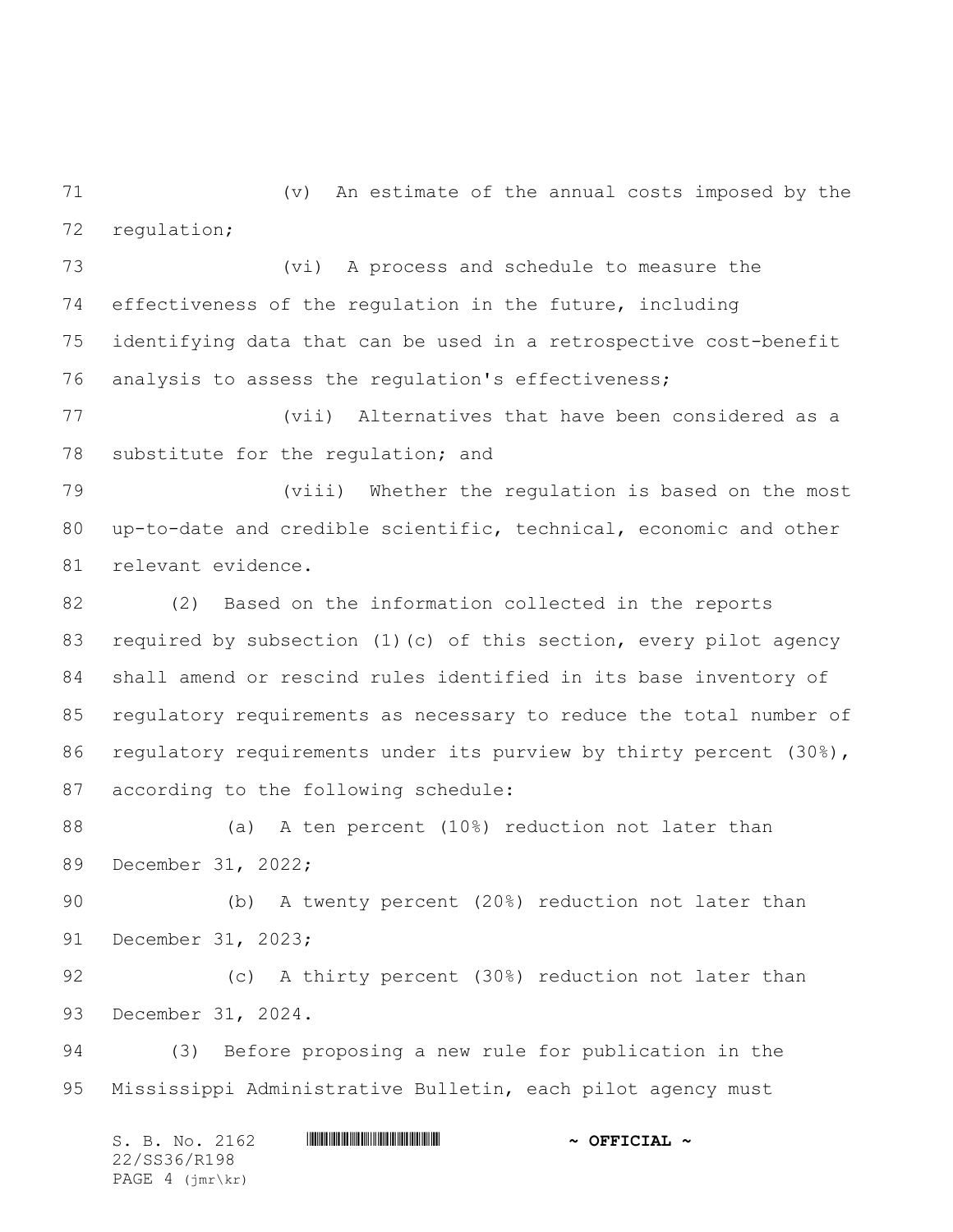(v) An estimate of the annual costs imposed by the regulation;

(vi) A process and schedule to measure the effectiveness of the regulation in the future, including identifying data that can be used in a retrospective cost-benefit analysis to assess the regulation's effectiveness;

(vii) Alternatives that have been considered as a substitute for the regulation; and

(viii) Whether the regulation is based on the most up-to-date and credible scientific, technical, economic and other relevant evidence.

(2) Based on the information collected in the reports required by subsection (1)(c) of this section, every pilot agency shall amend or rescind rules identified in its base inventory of regulatory requirements as necessary to reduce the total number of regulatory requirements under its purview by thirty percent (30%), according to the following schedule:

(a) A ten percent (10%) reduction not later than December 31, 2022;

(b) A twenty percent (20%) reduction not later than December 31, 2023;

(c) A thirty percent (30%) reduction not later than December 31, 2024.

(3) Before proposing a new rule for publication in the Mississippi Administrative Bulletin, each pilot agency must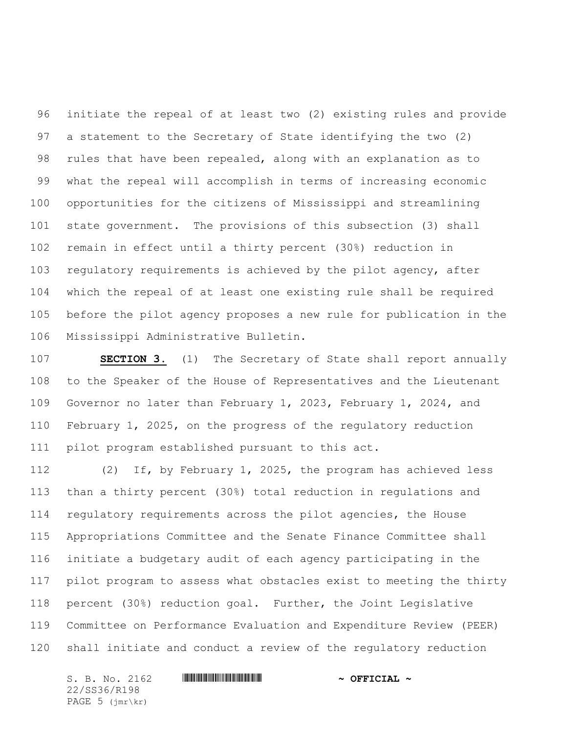initiate the repeal of at least two (2) existing rules and provide a statement to the Secretary of State identifying the two (2) rules that have been repealed, along with an explanation as to what the repeal will accomplish in terms of increasing economic opportunities for the citizens of Mississippi and streamlining state government. The provisions of this subsection (3) shall remain in effect until a thirty percent (30%) reduction in regulatory requirements is achieved by the pilot agency, after which the repeal of at least one existing rule shall be required before the pilot agency proposes a new rule for publication in the Mississippi Administrative Bulletin.

**SECTION 3.** (1) The Secretary of State shall report annually to the Speaker of the House of Representatives and the Lieutenant Governor no later than February 1, 2023, February 1, 2024, and February 1, 2025, on the progress of the regulatory reduction pilot program established pursuant to this act.

(2) If, by February 1, 2025, the program has achieved less than a thirty percent (30%) total reduction in regulations and regulatory requirements across the pilot agencies, the House Appropriations Committee and the Senate Finance Committee shall initiate a budgetary audit of each agency participating in the pilot program to assess what obstacles exist to meeting the thirty percent (30%) reduction goal. Further, the Joint Legislative Committee on Performance Evaluation and Expenditure Review (PEER) shall initiate and conduct a review of the regulatory reduction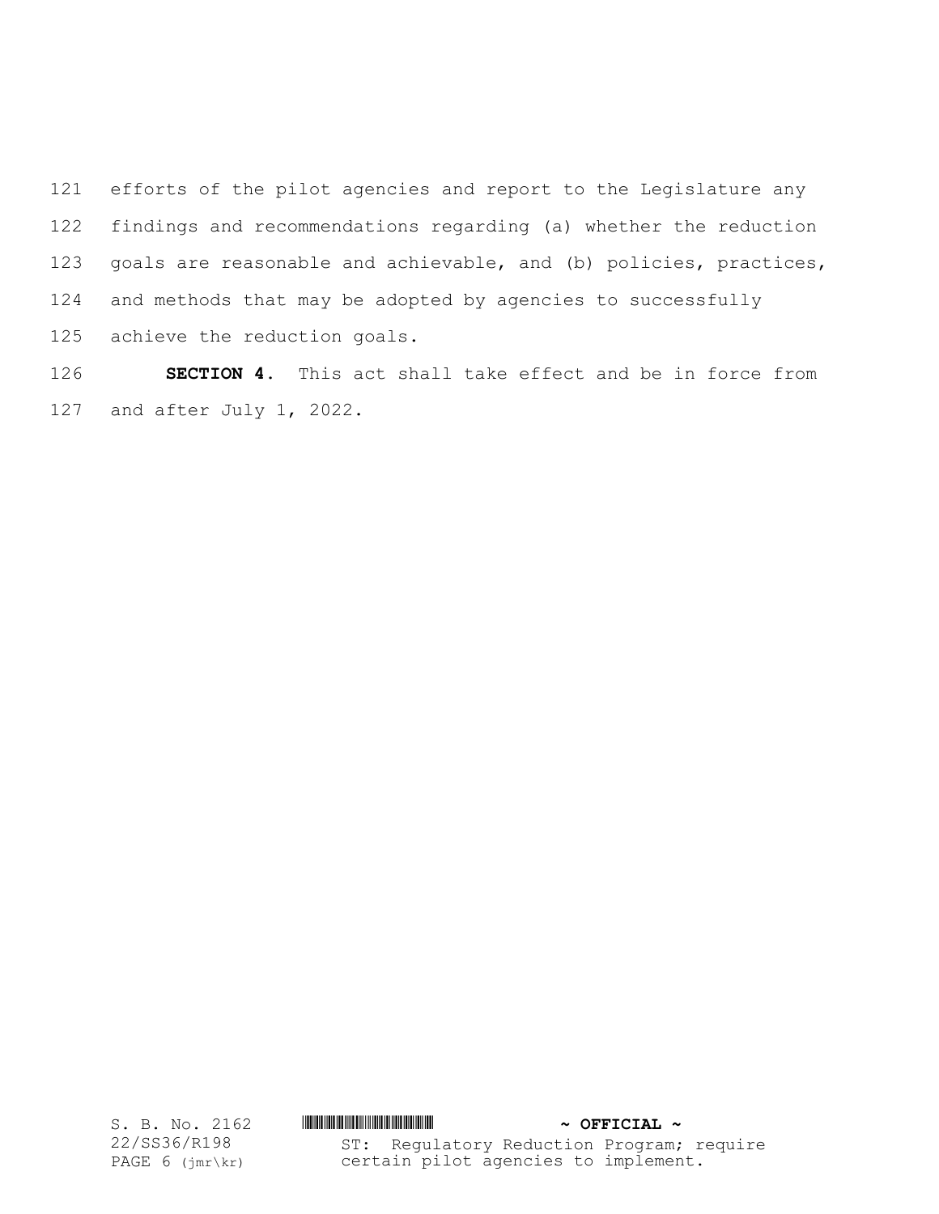efforts of the pilot agencies and report to the Legislature any findings and recommendations regarding (a) whether the reduction goals are reasonable and achievable, and (b) policies, practices, and methods that may be adopted by agencies to successfully achieve the reduction goals.

**SECTION 4.** This act shall take effect and be in force from and after July 1, 2022.